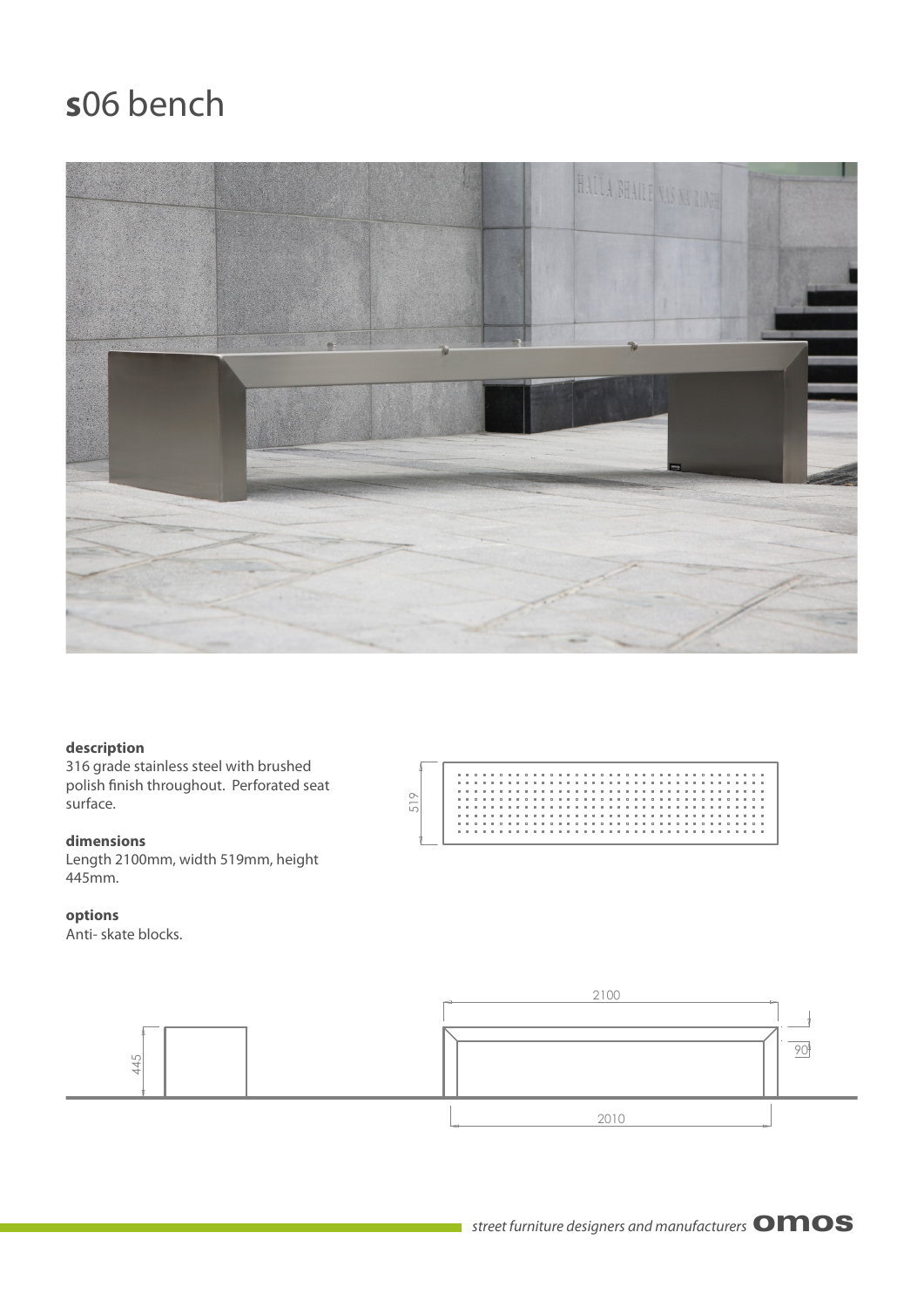# **s**06 bench

### description

316 grade stainless steel with brushed polish finish throughout. Perforated seat surface.

### dimensions

Length 2100mm, width 519mm, height 445mm.

### options

Anti- skate blocks.

519

445

2100

90

2010

*street furniture designers and manufacturers* **omos**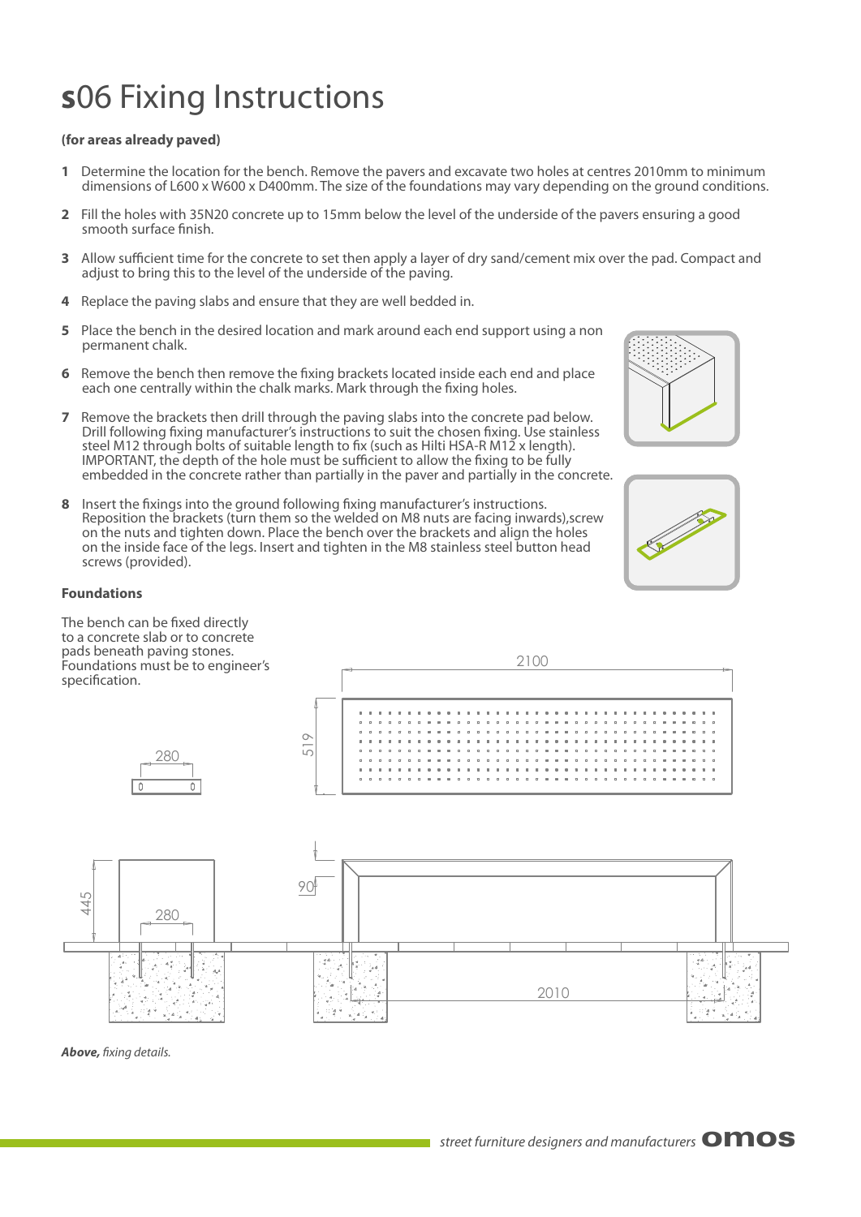# s06 Fixing Instructions

**(for areas already paved)**

1. Determine the location for the bench. Remove the pavers and excavate two holes at centres 2010mm to minimum dimensions of L600 x W600 x D400mm. The size of the foundations may vary depending on the ground conditions.
2. Fill the holes with 35N20 concrete up to 15mm below the level of the underside of the pavers ensuring a good smooth surface finish.
3. Allow sufficient time for the concrete to set then apply a layer of dry sand/cement mix over the pad. Compact and adjust to bring this to the level of the underside of the paving.
4. Replace the paving slabs and ensure that they are well bedded in.
5. Place the bench in the desired location and mark around each end support using a non permanent chalk.
6. Remove the bench then remove the fixing brackets located inside each end and place each one centrally within the chalk marks. Mark through the fixing holes.
7. Remove the brackets then drill through the paving slabs into the concrete pad below. Drill following fixing manufacturer's instructions to suit the chosen fixing. Use stainless steel M12 through bolts of suitable length to fix (such as Hilti HSA-R M12 x length). IMPORTANT, the depth of the hole must be sufficient to allow the fixing to be fully embedded in the concrete rather than partially in the paver and partially in the concrete.
8. Insert the fixings into the ground following fixing manufacturer's instructions. Reposition the brackets (turn them so the welded on M8 nuts are facing inwards),screw on the nuts and tighten down. Place the bench over the brackets and align the holes on the inside face of the legs. Insert and tighten in the M8 stainless steel button head screws (provided).

**Foundations**

The bench can be fixed directly to a concrete slab or to concrete pads beneath paving stones. Foundations must be to engineer's specification.

***Above,*** *fixing details.*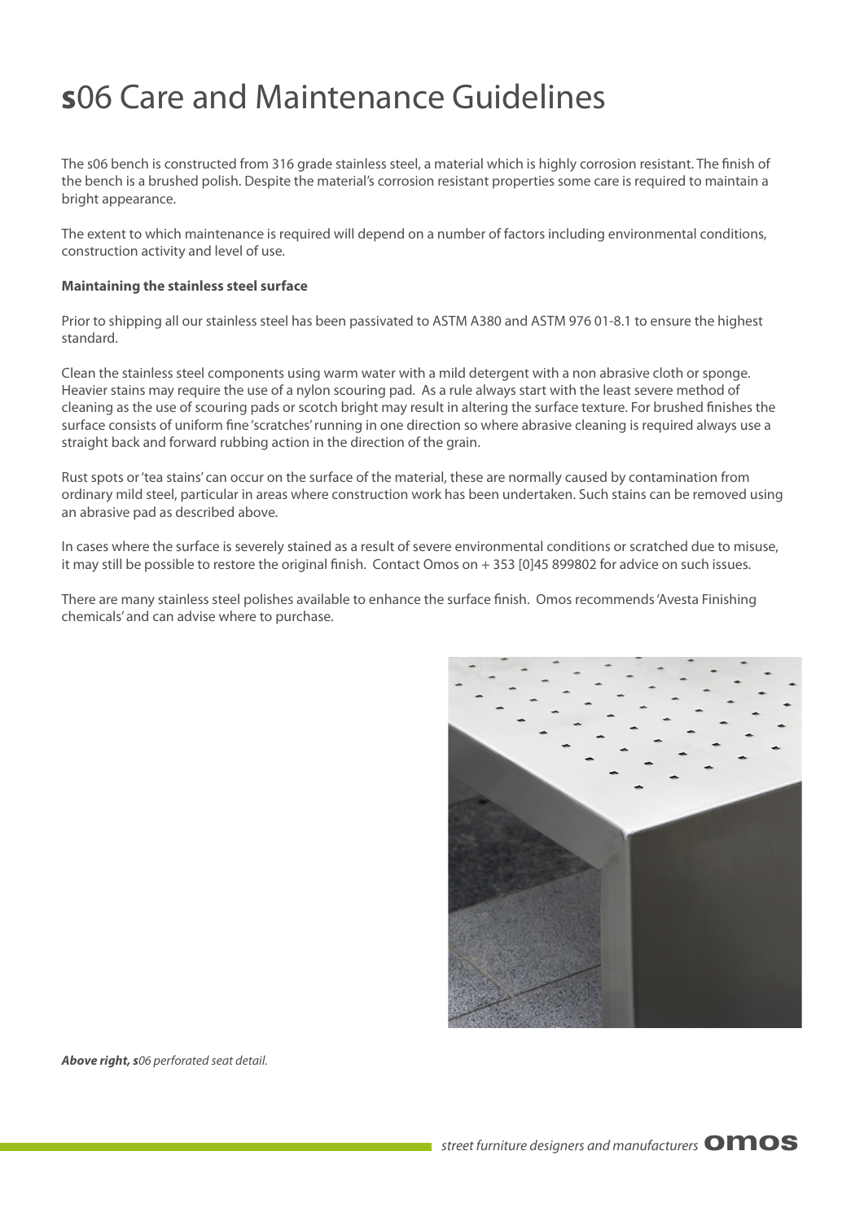# **s**06 Care and Maintenance Guidelines

The s06 bench is constructed from 316 grade stainless steel, a material which is highly corrosion resistant. The finish of the bench is a brushed polish. Despite the material's corrosion resistant properties some care is required to maintain a bright appearance.

The extent to which maintenance is required will depend on a number of factors including environmental conditions, construction activity and level of use.

**Maintaining the stainless steel surface**

Prior to shipping all our stainless steel has been passivated to ASTM A380 and ASTM 976 01-8.1 to ensure the highest standard.

Clean the stainless steel components using warm water with a mild detergent with a non abrasive cloth or sponge. Heavier stains may require the use of a nylon scouring pad. As a rule always start with the least severe method of cleaning as the use of scouring pads or scotch bright may result in altering the surface texture. For brushed finishes the surface consists of uniform fine 'scratches' running in one direction so where abrasive cleaning is required always use a straight back and forward rubbing action in the direction of the grain.

Rust spots or 'tea stains' can occur on the surface of the material, these are normally caused by contamination from ordinary mild steel, particular in areas where construction work has been undertaken. Such stains can be removed using an abrasive pad as described above.

In cases where the surface is severely stained as a result of severe environmental conditions or scratched due to misuse, it may still be possible to restore the original finish. Contact Omos on + 353 [0]45 899802 for advice on such issues.

There are many stainless steel polishes available to enhance the surface finish. Omos recommends 'Avesta Finishing chemicals' and can advise where to purchase.

***Above right, s****06 perforated seat detail.*